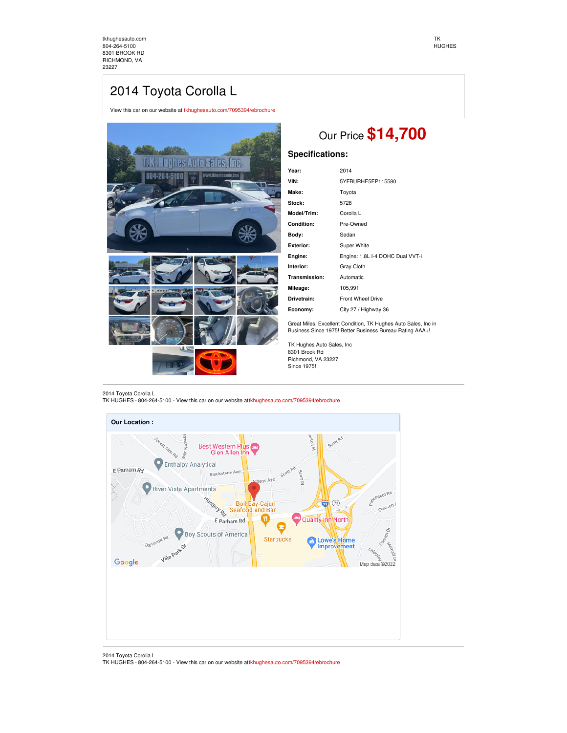tkhughesauto.com
804-264-5100
8301 BROOK RD
RICHMOND, VA
23227

TK
HUGHES

# 2014 Toyota Corolla L

View this car on our website at tkhughesauto.com/7095394/ebrochure

## Our Price **$14,700**

### Specifications:

| | |
|---|---|
| **Year:** | 2014 |
| **VIN:** | 5YFBURHE5EP115580 |
| **Make:** | Toyota |
| **Stock:** | 5728 |
| **Model/Trim:** | Corolla L |
| **Condition:** | Pre-Owned |
| **Body:** | Sedan |
| **Exterior:** | Super White |
| **Engine:** | Engine: 1.8L I-4 DOHC Dual VVT-i |
| **Interior:** | Gray Cloth |
| **Transmission:** | Automatic |
| **Mileage:** | 105,991 |
| **Drivetrain:** | Front Wheel Drive |
| **Economy:** | City 27 / Highway 36 |

Great Miles, Excellent Condition, TK Hughes Auto Sales, Inc in Business Since 1975! Better Business Bureau Rating AAA+!

TK Hughes Auto Sales, Inc
8301 Brook Rd
Richmond, VA 23227
Since 1975!

---

2014 Toyota Corolla L
TK HUGHES - 804-264-5100 - View this car on our website at tkhughesauto.com/7095394/ebrochure

**Our Location :**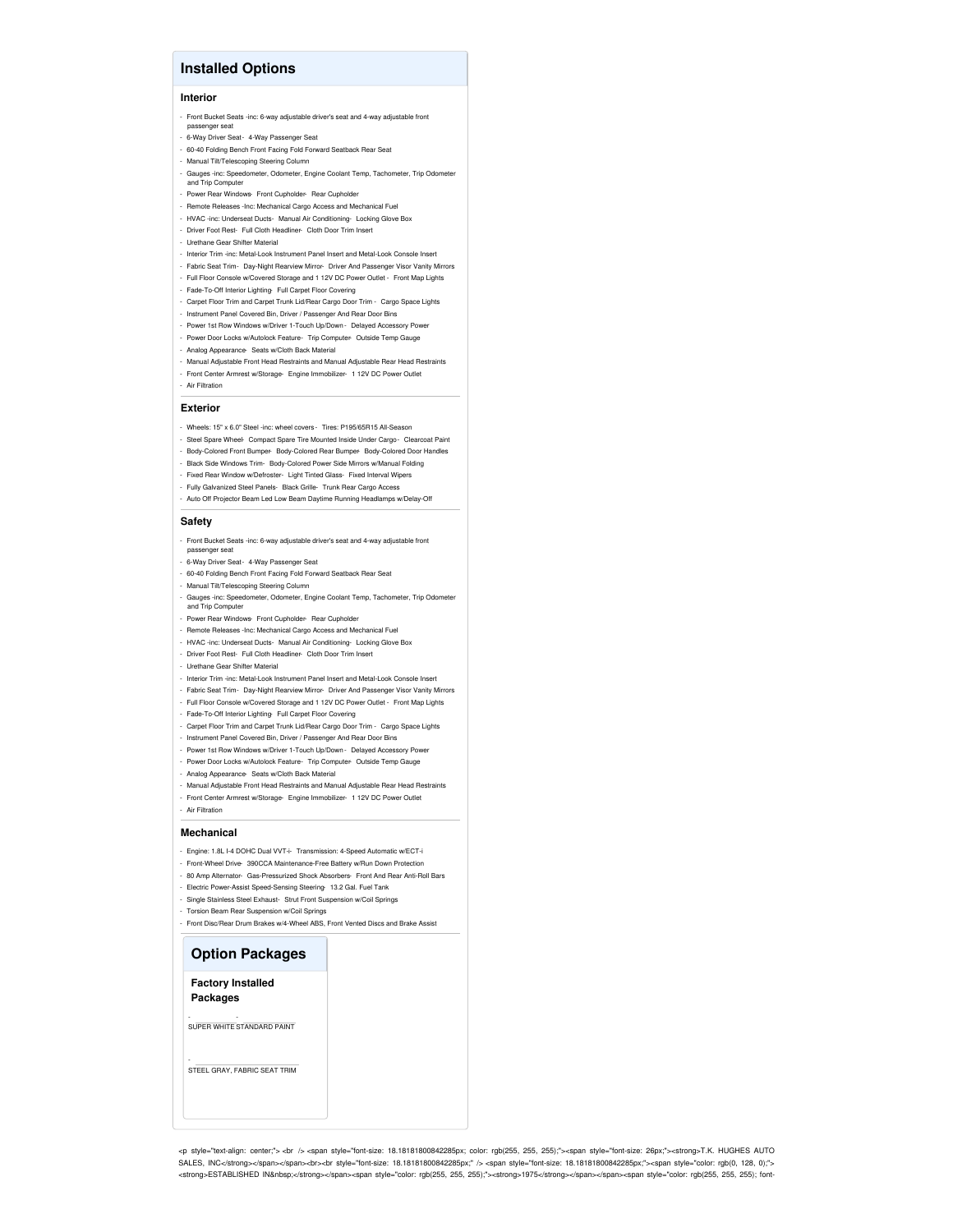## Installed Options

### Interior

- Front Bucket Seats -inc: 6-way adjustable driver's seat and 4-way adjustable front passenger seat
- 6-Way Driver Seat - 4-Way Passenger Seat
- 60-40 Folding Bench Front Facing Fold Forward Seatback Rear Seat
- Manual Tilt/Telescoping Steering Column
- Gauges -inc: Speedometer, Odometer, Engine Coolant Temp, Tachometer, Trip Odometer and Trip Computer
- Power Rear Windows - Front Cupholder - Rear Cupholder
- Remote Releases -Inc: Mechanical Cargo Access and Mechanical Fuel
- HVAC -inc: Underseat Ducts - Manual Air Conditioning - Locking Glove Box
- Driver Foot Rest - Full Cloth Headliner - Cloth Door Trim Insert
- Urethane Gear Shifter Material
- Interior Trim -inc: Metal-Look Instrument Panel Insert and Metal-Look Console Insert
- Fabric Seat Trim - Day-Night Rearview Mirror - Driver And Passenger Visor Vanity Mirrors
- Full Floor Console w/Covered Storage and 1 12V DC Power Outlet - Front Map Lights
- Fade-To-Off Interior Lighting - Full Carpet Floor Covering
- Carpet Floor Trim and Carpet Trunk Lid/Rear Cargo Door Trim - Cargo Space Lights
- Instrument Panel Covered Bin, Driver / Passenger And Rear Door Bins
- Power 1st Row Windows w/Driver 1-Touch Up/Down - Delayed Accessory Power
- Power Door Locks w/Autolock Feature - Trip Computer - Outside Temp Gauge
- Analog Appearance - Seats w/Cloth Back Material
- Manual Adjustable Front Head Restraints and Manual Adjustable Rear Head Restraints
- Front Center Armrest w/Storage - Engine Immobilizer - 1 12V DC Power Outlet
- Air Filtration

### Exterior

- Wheels: 15" x 6.0" Steel -inc: wheel covers - Tires: P195/65R15 All-Season
- Steel Spare Wheel - Compact Spare Tire Mounted Inside Under Cargo - Clearcoat Paint
- Body-Colored Front Bumper - Body-Colored Rear Bumper - Body-Colored Door Handles
- Black Side Windows Trim - Body-Colored Power Side Mirrors w/Manual Folding
- Fixed Rear Window w/Defroster - Light Tinted Glass - Fixed Interval Wipers
- Fully Galvanized Steel Panels - Black Grille - Trunk Rear Cargo Access
- Auto Off Projector Beam Led Low Beam Daytime Running Headlamps w/Delay-Off

### Safety

- Front Bucket Seats -inc: 6-way adjustable driver's seat and 4-way adjustable front passenger seat
- 6-Way Driver Seat - 4-Way Passenger Seat
- 60-40 Folding Bench Front Facing Fold Forward Seatback Rear Seat
- Manual Tilt/Telescoping Steering Column
- Gauges -inc: Speedometer, Odometer, Engine Coolant Temp, Tachometer, Trip Odometer and Trip Computer
- Power Rear Windows - Front Cupholder - Rear Cupholder
- Remote Releases -Inc: Mechanical Cargo Access and Mechanical Fuel
- HVAC -inc: Underseat Ducts - Manual Air Conditioning - Locking Glove Box
- Driver Foot Rest - Full Cloth Headliner - Cloth Door Trim Insert
- Urethane Gear Shifter Material
- Interior Trim -inc: Metal-Look Instrument Panel Insert and Metal-Look Console Insert
- Fabric Seat Trim - Day-Night Rearview Mirror - Driver And Passenger Visor Vanity Mirrors
- Full Floor Console w/Covered Storage and 1 12V DC Power Outlet - Front Map Lights
- Fade-To-Off Interior Lighting - Full Carpet Floor Covering
- Carpet Floor Trim and Carpet Trunk Lid/Rear Cargo Door Trim - Cargo Space Lights
- Instrument Panel Covered Bin, Driver / Passenger And Rear Door Bins
- Power 1st Row Windows w/Driver 1-Touch Up/Down - Delayed Accessory Power
- Power Door Locks w/Autolock Feature - Trip Computer - Outside Temp Gauge
- Analog Appearance - Seats w/Cloth Back Material
- Manual Adjustable Front Head Restraints and Manual Adjustable Rear Head Restraints
- Front Center Armrest w/Storage - Engine Immobilizer - 1 12V DC Power Outlet
- Air Filtration

### Mechanical

- Engine: 1.8L I-4 DOHC Dual VVT-i - Transmission: 4-Speed Automatic w/ECT-i
- Front-Wheel Drive - 390CCA Maintenance-Free Battery w/Run Down Protection
- 80 Amp Alternator - Gas-Pressurized Shock Absorbers - Front And Rear Anti-Roll Bars
- Electric Power-Assist Speed-Sensing Steering - 13.2 Gal. Fuel Tank
- Single Stainless Steel Exhaust - Strut Front Suspension w/Coil Springs
- Torsion Beam Rear Suspension w/Coil Springs
- Front Disc/Rear Drum Brakes w/4-Wheel ABS, Front Vented Discs and Brake Assist

## Option Packages

### Factory Installed Packages

- SUPER WHITE STANDARD PAINT

- STEEL GRAY, FABRIC SEAT TRIM

<p style="text-align: center;"> <br /> <span style="font-size: 18.18181800842285px; color: rgb(255, 255, 255);"><span style="font-size: 26px;"><strong>T.K. HUGHES AUTO SALES, INC</strong></span></span><br><br style="font-size: 18.18181800842285px;" /> <span style="font-size: 18.18181800842285px;"><span style="color: rgb(0, 128, 0);"><strong>ESTABLISHED IN&nbsp;</strong></span><span style="color: rgb(255, 255, 255);"><strong>1975</strong></span></span><span style="color: rgb(255, 255, 255); font-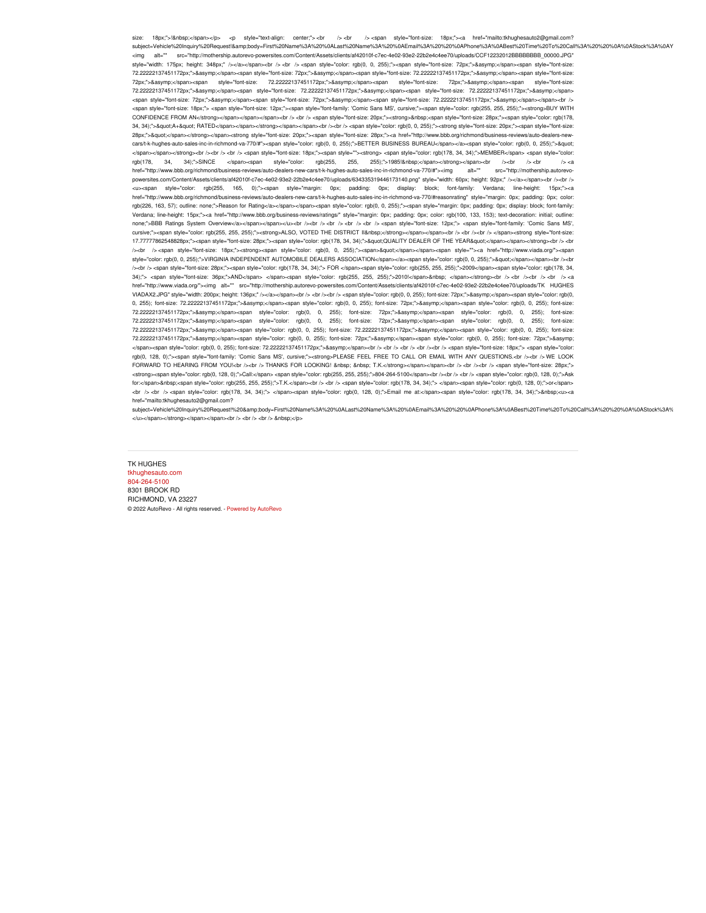size: 18px;">!&nbsp;</span></p> <p style="text-align: center;"> <br /> <br /> <span style="font-size: 18px;"><a href="mailto:tkhughesauto2@gmail.com?subject=Vehicle%20Inquiry%20Request!&amp;body=First%20Name%3A%20%0ALast%20Name%3A%20%0AEmail%3A%20%20%0APhone%3A%0ABest%20Time%20To%20Call%3A%20%20%0A%0AStock%3A%0AY <img alt="" src="http://mothership.autorevo-powersites.com/Content/Assets/clients/af42010f-c7ec-4e02-93e2-22b2e4c4ee70/uploads/CCF12232012BBBBBBBB_00000.JPG" style="width: 175px; height: 348px;" /></a></span><br /> <br /> <span style="color: rgb(0, 0, 255);"><span style="font-size: 72px;">&asymp;</span><span style="font-size: 72.22222137451172px;">&asymp;</span><span style="font-size: 72px;">&asymp;</span><span style="font-size: 72.22222137451172px;">&asymp;</span><span style="font-size: 72px;">&asymp;</span><span style="font-size: 72.22222137451172px;">&asymp;</span><span style="font-size: 72px;">&asymp;</span><span style="font-size: 72.22222137451172px;">&asymp;</span><span style="font-size: 72.22222137451172px;">&asymp;</span><span style="font-size: 72.22222137451172px;">&asymp;</span> <span style="font-size: 72px;">&asymp;</span><span style="font-size: 72px;">&asymp;</span><span style="font-size: 72.22222137451172px;">&asymp;</span></span><br /> <span style="font-size: 18px;"> <span style="font-size: 12px;"><span style="font-family: 'Comic Sans MS', cursive;"><span style="color: rgb(255, 255, 255);"><strong>BUY WITH CONFIDENCE FROM AN</strong></span></span></span></span><br /> <br /> <span style="font-size: 20px;"><strong>&nbsp;<span style="font-size: 28px;"><span style="color: rgb(178, 34, 34);">&quot;A+&quot; RATED</span></span></strong></span></span><br /><br /> <span style="color: rgb(0, 0, 255);"><strong style="font-size: 20px;"><span style="font-size: 28px;">&quot;</span></strong></span><strong style="font-size: 20px;"><span style="font-size: 28px;"><a href="http://www.bbb.org/richmond/business-reviews/auto-dealers-new-cars/t-k-hughes-auto-sales-inc-in-richmond-va-770/#"><span style="color: rgb(0, 0, 255);">BETTER BUSINESS BUREAU</span></a><span style="color: rgb(0, 0, 255);">&quot;</span></span></strong><br /><br /> <br /> <span style="font-size: 18px;"><span style=""><strong> <span style="color: rgb(178, 34, 34);">MEMBER</span> <span style="color: rgb(178, 34, 34);">SINCE </span><span style="color: rgb(255, 255, 255);">1985!&nbsp;</span></strong></span><br /><br /> <br /> <a href="http://www.bbb.org/richmond/business-reviews/auto-dealers-new-cars/t-k-hughes-auto-sales-inc-in-richmond-va-770/#"><img alt="" src="http://mothership.autorevo-powersites.com/Content/Assets/clients/af42010f-c7ec-4e02-93e2-22b2e4c4ee70/uploads/634335319446173140.png" style="width: 60px; height: 92px;" /></a></span><br /><br /> <u><span style="color: rgb(255, 165, 0);"><span style="margin: 0px; padding: 0px; display: block; line-height: 15px;"><a href="http://www.bbb.org/richmond/business-reviews/auto-dealers-new-cars/t-k-hughes-auto-sales-inc-in-richmond-va-770/#reasonrating" style="margin: 0px; padding: 0px; color: rgb(226, 163, 57); outline: none;">Reason for Rating</a></span><span style="margin: 0px; padding: 0px; display: block; font-family: Verdana; line-height: 15px;"><a href="http://www.bbb.org/business-reviews/ratings/" style="margin: 0px; padding: 0px; color: rgb(100, 133, 153); text-decoration: initial; outline: none;">BBB Ratings System Overview</a></span></span></u><br /><br /> <br /> <br /> <br /> <span style="font-size: 12px;"> <span style="font-family: 'Comic Sans MS', cursive;"><span style="color: rgb(255, 255, 255);"><strong>ALSO, VOTED THE DISTRICT II&nbsp;</strong></span></span></span><br /> <br /><br /> </span><strong style="font-size: 17.77777862548828px;"><span style="font-size: 28px;"><span style="color: rgb(178, 34, 34);">&quot;QUALITY DEALER OF THE YEAR&quot;</span></span></strong><br /> <br /><br /> <span style="font-size: 18px;"><strong><span style="color: rgb(0, 0, 255);"><span>&quot;</span></span><span style=""><a href="http://www.viada.org/"><span style="color: rgb(0, 0, 255);">VIRGINIA INDEPENDENT AUTOMOBILE DEALERS ASSOCIATION</span></a><span style="color: rgb(0, 0, 255);">&quot;</span></span></span><br /><br /><br /> <span style="font-size: 28px;"><span style="color: rgb(178, 34, 34);"> FOR </span><span style="color: rgb(255, 255, 255);">2009</span><span style="color: rgb(178, 34, 34);"> <span style="font-size: 36px;">AND</span> </span><span style="color: rgb(255, 255, 255);">2010!</span>&nbsp; </span></strong><br /> <br /><br /> <br /> <a href="http://www.viada.org/"><img alt="" src="http://mothership.autorevo-powersites.com/Content/Assets/clients/af42010f-c7ec-4e02-93e2-22b2e4c4ee70/uploads/TK HUGHES VIADAX2.JPG" style="width: 200px; height: 136px;" /></a></span><br /> <br /><br /> <span style="color: rgb(0, 0, 255); font-size: 72px;">&asymp;</span><span style="color: rgb(0, 0, 255); font-size: 72.22222137451172px;">&asymp;</span><span style="color: rgb(0, 0, 255); font-size: 72px;">&asymp;</span><span style="color: rgb(0, 0, 255); font-size: 72.22222137451172px;">&asymp;</span><span style="color: rgb(0, 0, 255); font-size: 72px;">&asymp;</span><span style="color: rgb(0, 0, 255); font-size: 72.22222137451172px;">&asymp;</span><span style="color: rgb(0, 0, 255); font-size: 72px;">&asymp;</span><span style="color: rgb(0, 0, 255); font-size: 72.22222137451172px;">&asymp;</span><span style="color: rgb(0, 0, 255); font-size: 72.22222137451172px;">&asymp;</span><span style="color: rgb(0, 0, 255); font-size: 72.22222137451172px;">&asymp;</span><span style="color: rgb(0, 0, 255); font-size: 72px;">&asymp;</span><span style="color: rgb(0, 0, 255); font-size: 72px;">&asymp;</span><span style="color: rgb(0, 0, 255); font-size: 72.22222137451172px;">&asymp;</span><br /> <br /> <br /> <br /> <br /><br /> <span style="font-size: 18px;"> <span style="color: rgb(0, 128, 0);"><span style="font-family: 'Comic Sans MS', cursive;"><strong>PLEASE FEEL FREE TO CALL OR EMAIL WITH ANY QUESTIONS.<br /><br /> WE LOOK FORWARD TO HEARING FROM YOU!<br /><br /> THANKS FOR LOOKING! &nbsp; &nbsp; T.K.</strong></span></span><br /> <br /><br /> <span style="font-size: 28px;"> <strong><span style="color: rgb(0, 128, 0);">Call:</span> <span style="color: rgb(255, 255, 255);">804-264-5100</span><br /><br /> <br /> <span style="color: rgb(0, 128, 0);">Ask for:</span>&nbsp;<span style="color: rgb(255, 255, 255);">T.K.</span><br /> <br /> <span style="color: rgb(178, 34, 34);"> </span><span style="color: rgb(0, 128, 0);">or</span> <br /> <br /> <span style="color: rgb(0, 128, 0);">Email me at:</span><span style="color: rgb(178, 34, 34);">&nbsp;<u><a href="mailto:tkhughesauto2@gmail.com?subject=Vehicle%20Inquiry%20Request!%20&amp;body=First%20Name%3A%20%0ALast%20Name%3A%20%0AEmail%3A%20%20%0APhone%3A%0ABest%20Time%20To%20Call%3A%20%20%0A%0AStock%3A% </u></span></strong></span></span><br /> <br /> <br /> &nbsp;</p>

---

TK HUGHES
tkhughesauto.com
804-264-5100
8301 BROOK RD
RICHMOND, VA 23227
© 2022 AutoRevo - All rights reserved. - Powered by AutoRevo